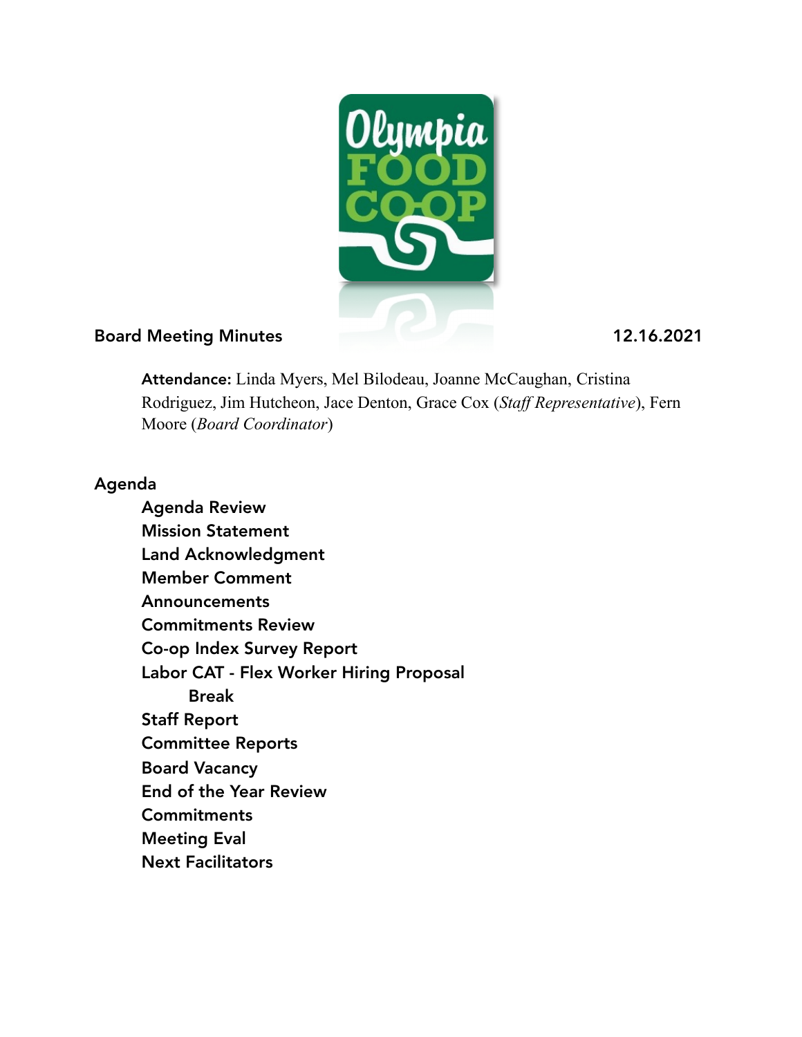**Board Meeting Minutes** **12.16.2021**

**Attendance:** Linda Myers, Mel Bilodeau, Joanne McCaughan, Cristina Rodriguez, Jim Hutcheon, Jace Denton, Grace Cox (*Staff Representative*), Fern Moore (*Board Coordinator*)

## Agenda

- Agenda Review
- Mission Statement
- Land Acknowledgment
- Member Comment
- Announcements
- Commitments Review
- Co-op Index Survey Report
- Labor CAT - Flex Worker Hiring Proposal
  - Break
- Staff Report
- Committee Reports
- Board Vacancy
- End of the Year Review
- Commitments
- Meeting Eval
- Next Facilitators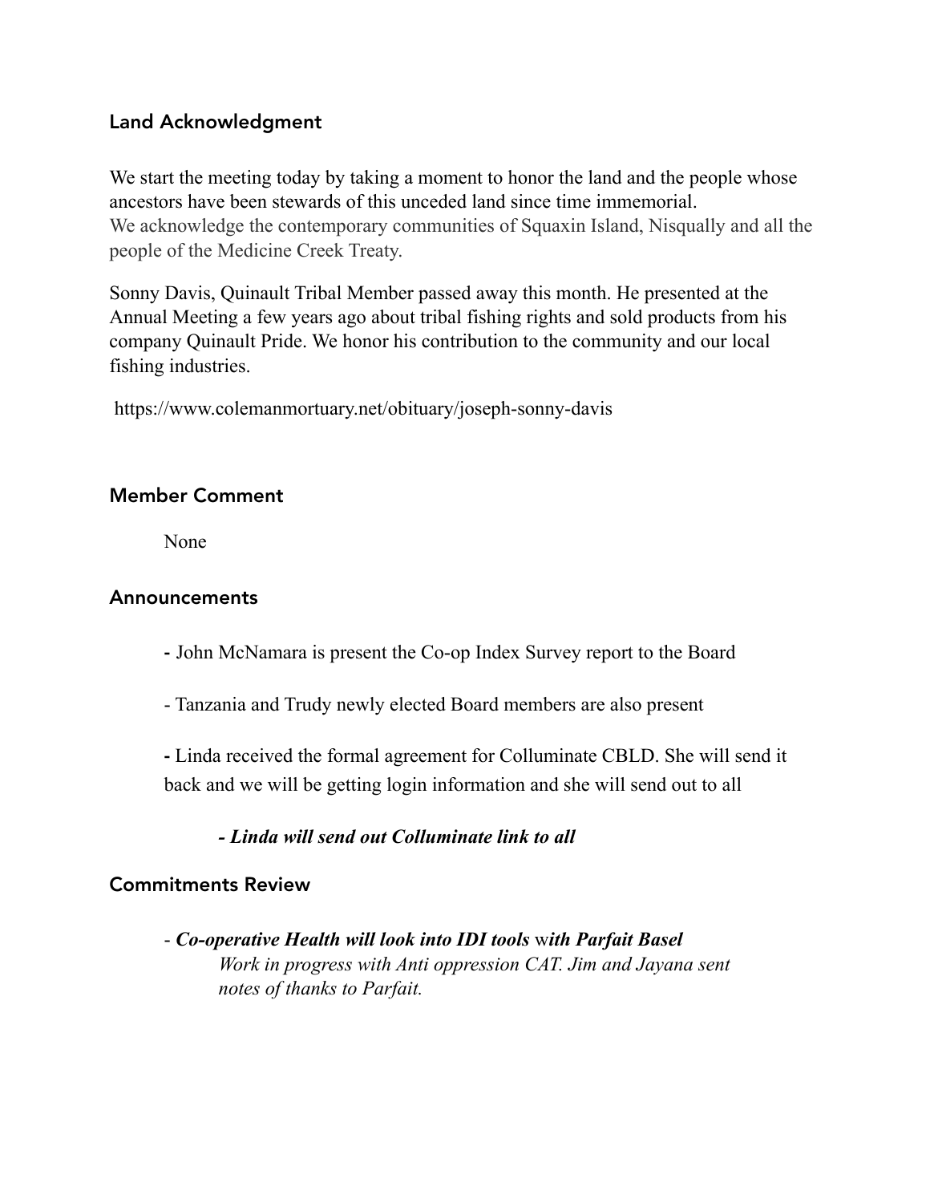## Land Acknowledgment

We start the meeting today by taking a moment to honor the land and the people whose ancestors have been stewards of this unceded land since time immemorial.
We acknowledge the contemporary communities of Squaxin Island, Nisqually and all the people of the Medicine Creek Treaty.

Sonny Davis, Quinault Tribal Member passed away this month. He presented at the Annual Meeting a few years ago about tribal fishing rights and sold products from his company Quinault Pride. We honor his contribution to the community and our local fishing industries.

https://www.colemanmortuary.net/obituary/joseph-sonny-davis

## Member Comment

None

## Announcements

- John McNamara is present the Co-op Index Survey report to the Board

- Tanzania and Trudy newly elected Board members are also present

- Linda received the formal agreement for Colluminate CBLD. She will send it back and we will be getting login information and she will send out to all

  ***- Linda will send out Colluminate link to all***

## Commitments Review

- ***Co-operative Health will look into IDI tools with Parfait Basel***
  *Work in progress with Anti oppression CAT. Jim and Jayana sent notes of thanks to Parfait.*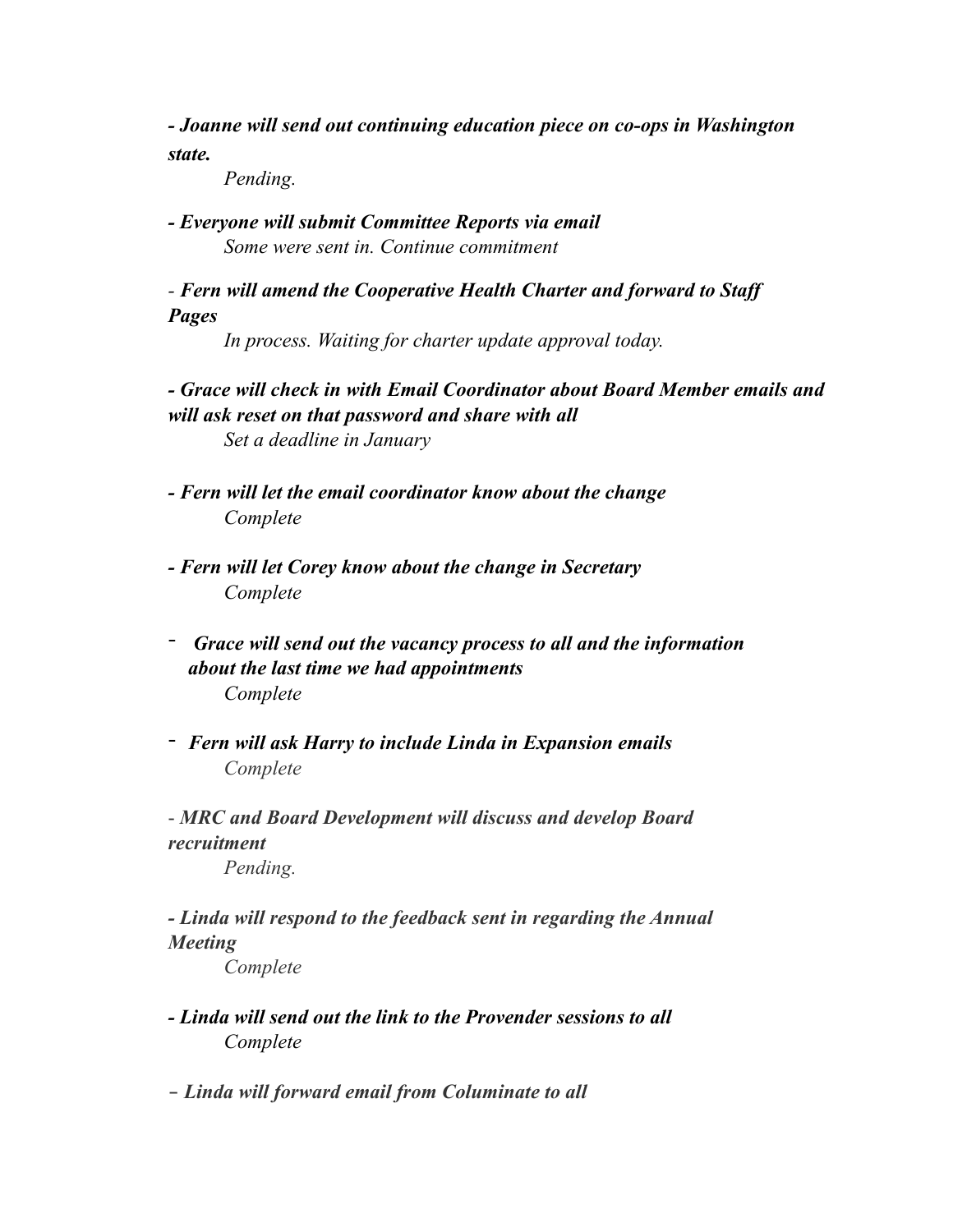***- Joanne will send out continuing education piece on co-ops in Washington state.***

*Pending.*

***- Everyone will submit Committee Reports via email***

*Some were sent in. Continue commitment*

*-* ***Fern will amend the Cooperative Health Charter and forward to Staff Pages***

*In process. Waiting for charter update approval today.*

***- Grace will check in with Email Coordinator about Board Member emails and will ask reset on that password and share with all***

*Set a deadline in January*

***- Fern will let the email coordinator know about the change***

*Complete*

***- Fern will let Corey know about the change in Secretary***

*Complete*

***- Grace will send out the vacancy process to all and the information about the last time we had appointments***

*Complete*

***- Fern will ask Harry to include Linda in Expansion emails***

*Complete*

*-* ***MRC and Board Development will discuss and develop Board recruitment***

*Pending.*

***- Linda will respond to the feedback sent in regarding the Annual Meeting***

*Complete*

***- Linda will send out the link to the Provender sessions to all***

*Complete*

***- Linda will forward email from Columinate to all***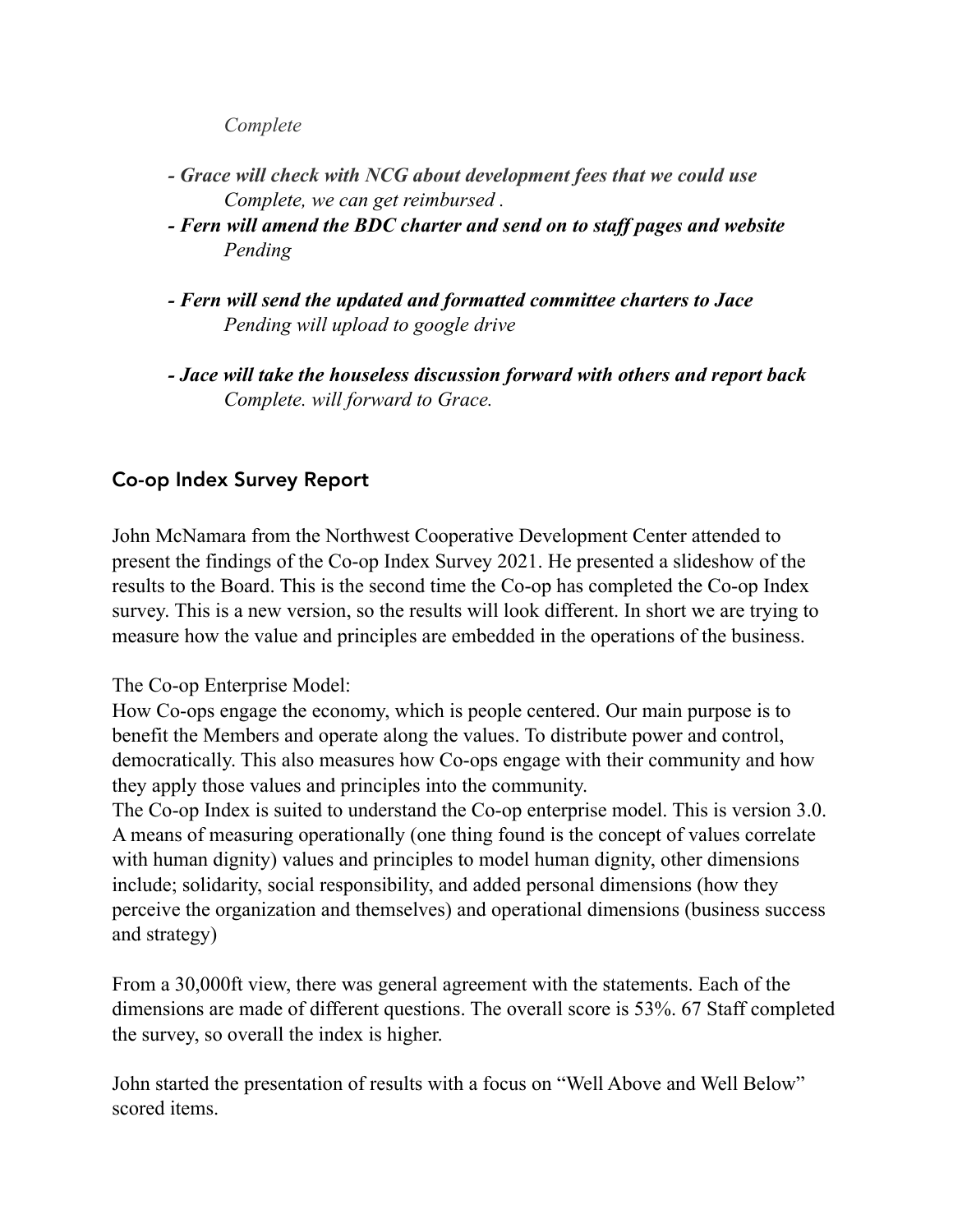*Complete*

- ***Grace will check with NCG about development fees that we could use***
  *Complete, we can get reimbursed .*
- ***Fern will amend the BDC charter and send on to staff pages and website***
  *Pending*

- ***Fern will send the updated and formatted committee charters to Jace***
  *Pending will upload to google drive*

- ***Jace will take the houseless discussion forward with others and report back***
  *Complete. will forward to Grace.*

## Co-op Index Survey Report

John McNamara from the Northwest Cooperative Development Center attended to present the findings of the Co-op Index Survey 2021. He presented a slideshow of the results to the Board. This is the second time the Co-op has completed the Co-op Index survey. This is a new version, so the results will look different. In short we are trying to measure how the value and principles are embedded in the operations of the business.

The Co-op Enterprise Model:
How Co-ops engage the economy, which is people centered. Our main purpose is to benefit the Members and operate along the values. To distribute power and control, democratically. This also measures how Co-ops engage with their community and how they apply those values and principles into the community.
The Co-op Index is suited to understand the Co-op enterprise model. This is version 3.0. A means of measuring operationally (one thing found is the concept of values correlate with human dignity) values and principles to model human dignity, other dimensions include; solidarity, social responsibility, and added personal dimensions (how they perceive the organization and themselves) and operational dimensions (business success and strategy)

From a 30,000ft view, there was general agreement with the statements. Each of the dimensions are made of different questions. The overall score is 53%. 67 Staff completed the survey, so overall the index is higher.

John started the presentation of results with a focus on "Well Above and Well Below" scored items.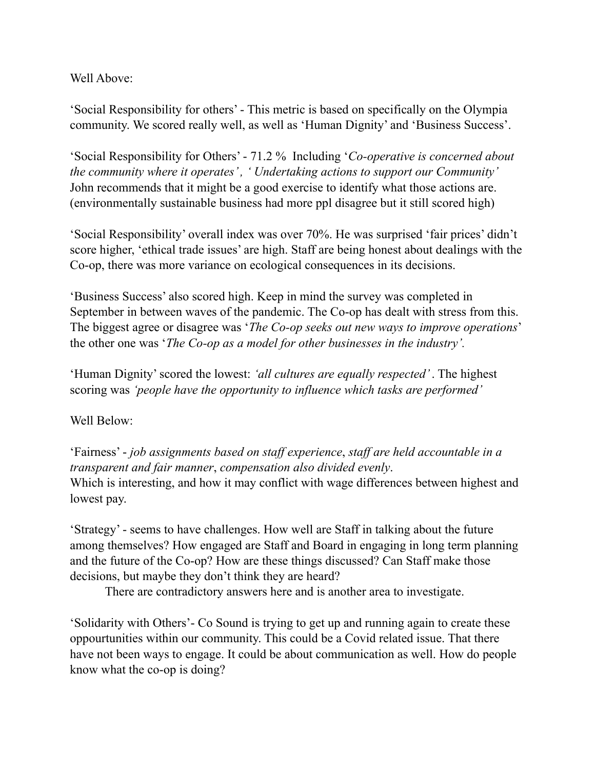Well Above:

'Social Responsibility for others' - This metric is based on specifically on the Olympia community. We scored really well, as well as 'Human Dignity' and 'Business Success'.

'Social Responsibility for Others' - 71.2 %  Including '*Co-operative is concerned about the community where it operates*', '*Undertaking actions to support our Community*' John recommends that it might be a good exercise to identify what those actions are. (environmentally sustainable business had more ppl disagree but it still scored high)

'Social Responsibility' overall index was over 70%. He was surprised 'fair prices' didn't score higher, 'ethical trade issues' are high. Staff are being honest about dealings with the Co-op, there was more variance on ecological consequences in its decisions.

'Business Success' also scored high. Keep in mind the survey was completed in September in between waves of the pandemic. The Co-op has dealt with stress from this. The biggest agree or disagree was '*The Co-op seeks out new ways to improve operations*' the other one was '*The Co-op as a model for other businesses in the industry'.*

'Human Dignity' scored the lowest: *'all cultures are equally respected'*. The highest scoring was *'people have the opportunity to influence which tasks are performed'*

Well Below:

'Fairness' - *job assignments based on staff experience*, *staff are held accountable in a transparent and fair manner*, *compensation also divided evenly*.
Which is interesting, and how it may conflict with wage differences between highest and lowest pay.

'Strategy' - seems to have challenges. How well are Staff in talking about the future among themselves? How engaged are Staff and Board in engaging in long term planning and the future of the Co-op? How are these things discussed? Can Staff make those decisions, but maybe they don't think they are heard?

There are contradictory answers here and is another area to investigate.

'Solidarity with Others'- Co Sound is trying to get up and running again to create these oppourtunities within our community. This could be a Covid related issue. That there have not been ways to engage. It could be about communication as well. How do people know what the co-op is doing?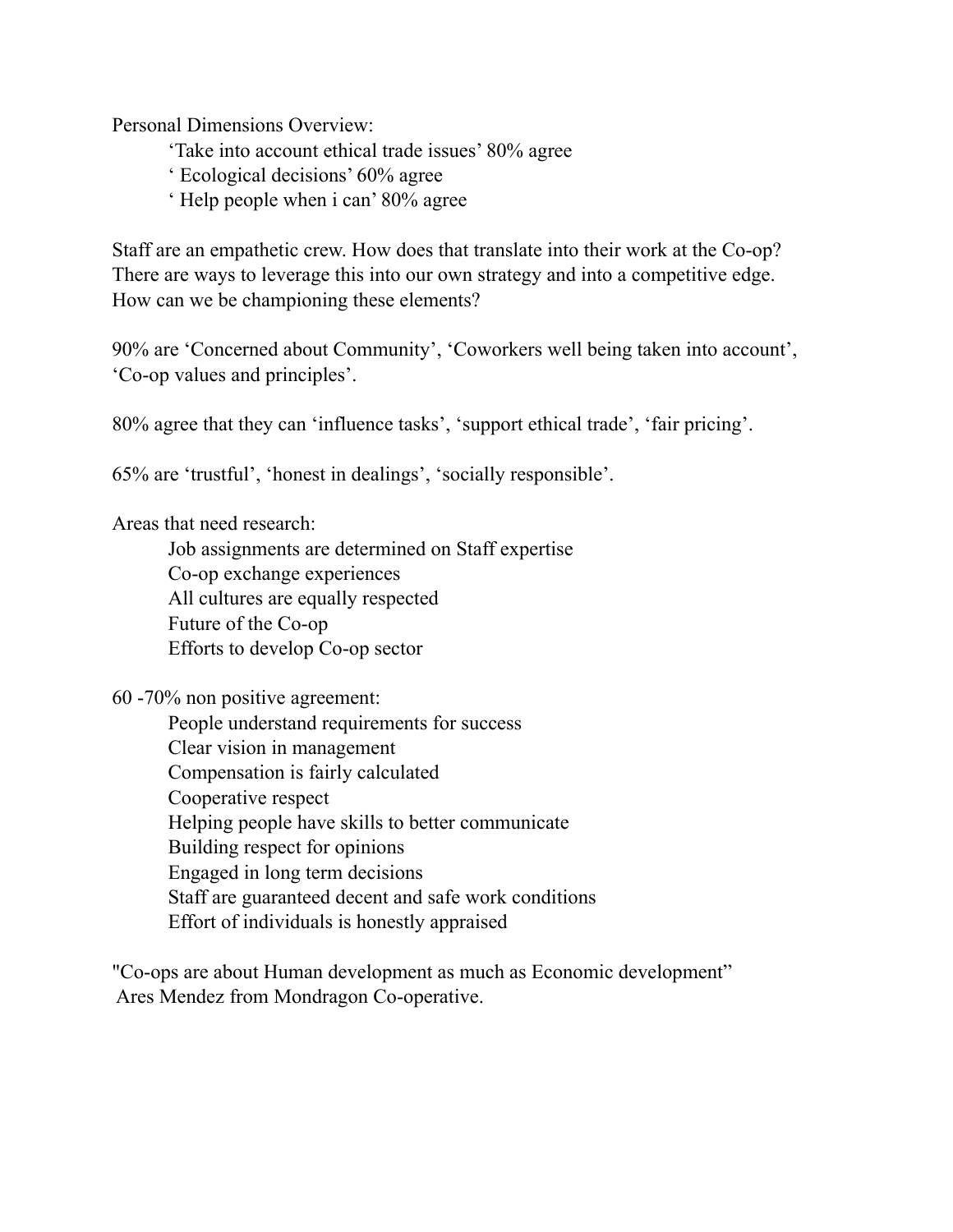Personal Dimensions Overview:

- ‘Take into account ethical trade issues’ 80% agree
- ‘ Ecological decisions’ 60% agree
- ‘ Help people when i can’ 80% agree

Staff are an empathetic crew. How does that translate into their work at the Co-op? There are ways to leverage this into our own strategy and into a competitive edge. How can we be championing these elements?

90% are ‘Concerned about Community’, ‘Coworkers well being taken into account’, ‘Co-op values and principles’.

80% agree that they can ‘influence tasks’, ‘support ethical trade’, ‘fair pricing’.

65% are ‘trustful’, ‘honest in dealings’, ‘socially responsible’.

Areas that need research:

- Job assignments are determined on Staff expertise
- Co-op exchange experiences
- All cultures are equally respected
- Future of the Co-op
- Efforts to develop Co-op sector

60 -70% non positive agreement:

- People understand requirements for success
- Clear vision in management
- Compensation is fairly calculated
- Cooperative respect
- Helping people have skills to better communicate
- Building respect for opinions
- Engaged in long term decisions
- Staff are guaranteed decent and safe work conditions
- Effort of individuals is honestly appraised

"Co-ops are about Human development as much as Economic development”
Ares Mendez from Mondragon Co-operative.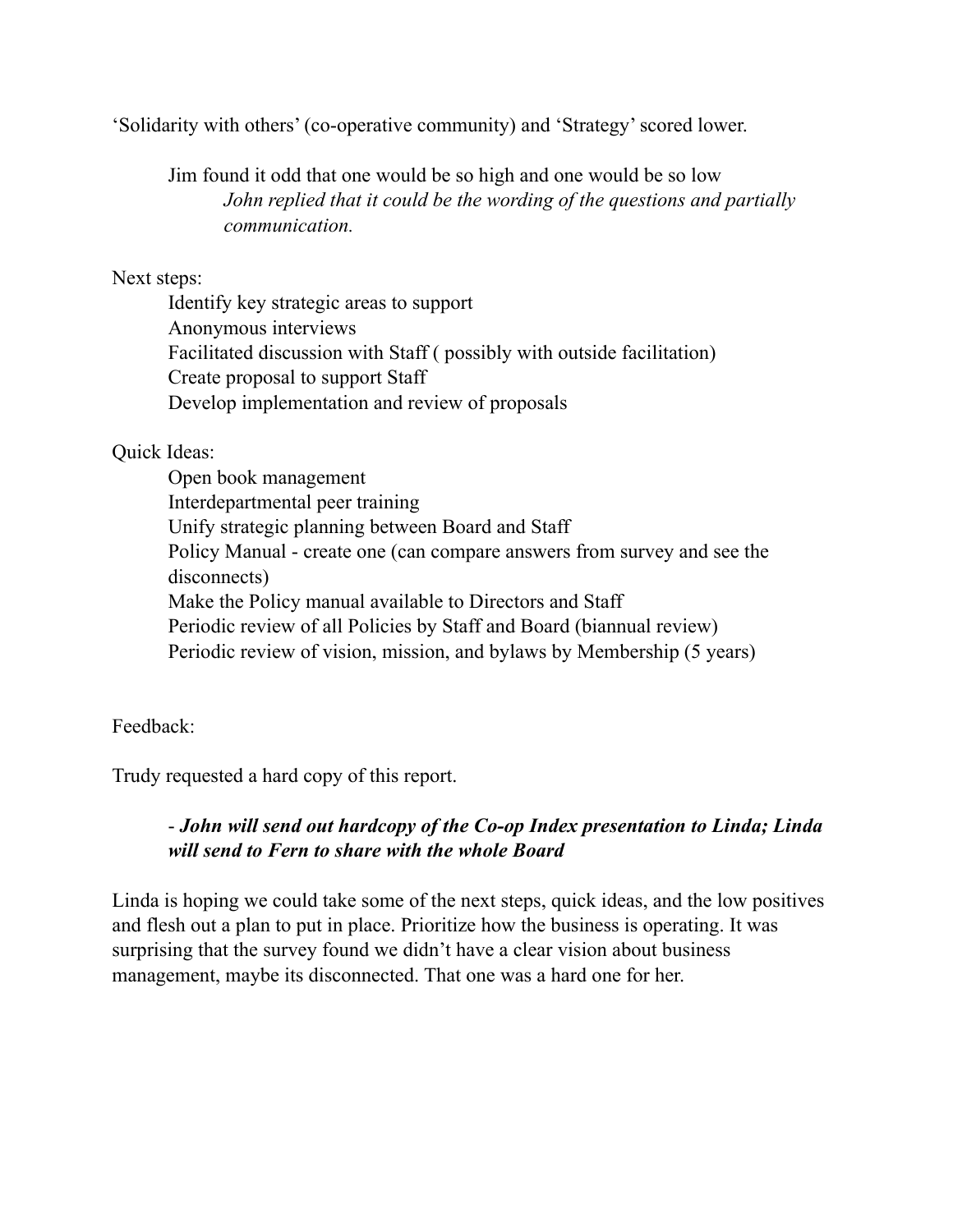'Solidarity with others' (co-operative community) and 'Strategy' scored lower.

> Jim found it odd that one would be so high and one would be so low
>
> > *John replied that it could be the wording of the questions and partially communication.*

Next steps:

- Identify key strategic areas to support
- Anonymous interviews
- Facilitated discussion with Staff ( possibly with outside facilitation)
- Create proposal to support Staff
- Develop implementation and review of proposals

Quick Ideas:

- Open book management
- Interdepartmental peer training
- Unify strategic planning between Board and Staff
- Policy Manual - create one (can compare answers from survey and see the disconnects)
- Make the Policy manual available to Directors and Staff
- Periodic review of all Policies by Staff and Board (biannual review)
- Periodic review of vision, mission, and bylaws by Membership (5 years)

Feedback:

Trudy requested a hard copy of this report.

> - ***John will send out hardcopy of the Co-op Index presentation to Linda; Linda will send to Fern to share with the whole Board***

Linda is hoping we could take some of the next steps, quick ideas, and the low positives and flesh out a plan to put in place. Prioritize how the business is operating. It was surprising that the survey found we didn't have a clear vision about business management, maybe its disconnected. That one was a hard one for her.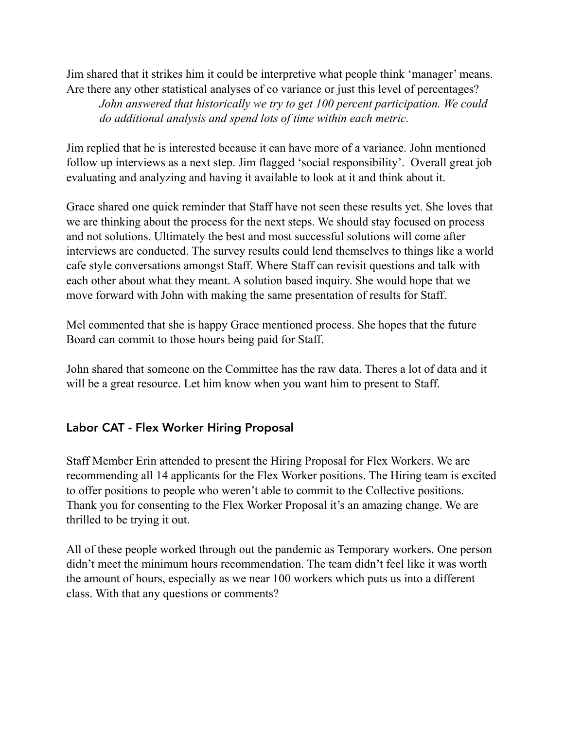Jim shared that it strikes him it could be interpretive what people think 'manager' means. Are there any other statistical analyses of co variance or just this level of percentages?

> *John answered that historically we try to get 100 percent participation. We could do additional analysis and spend lots of time within each metric.*

Jim replied that he is interested because it can have more of a variance. John mentioned follow up interviews as a next step. Jim flagged 'social responsibility'. Overall great job evaluating and analyzing and having it available to look at it and think about it.

Grace shared one quick reminder that Staff have not seen these results yet. She loves that we are thinking about the process for the next steps. We should stay focused on process and not solutions. Ultimately the best and most successful solutions will come after interviews are conducted. The survey results could lend themselves to things like a world cafe style conversations amongst Staff. Where Staff can revisit questions and talk with each other about what they meant. A solution based inquiry. She would hope that we move forward with John with making the same presentation of results for Staff.

Mel commented that she is happy Grace mentioned process. She hopes that the future Board can commit to those hours being paid for Staff.

John shared that someone on the Committee has the raw data. Theres a lot of data and it will be a great resource. Let him know when you want him to present to Staff.

## Labor CAT - Flex Worker Hiring Proposal

Staff Member Erin attended to present the Hiring Proposal for Flex Workers. We are recommending all 14 applicants for the Flex Worker positions. The Hiring team is excited to offer positions to people who weren't able to commit to the Collective positions. Thank you for consenting to the Flex Worker Proposal it's an amazing change. We are thrilled to be trying it out.

All of these people worked through out the pandemic as Temporary workers. One person didn't meet the minimum hours recommendation. The team didn't feel like it was worth the amount of hours, especially as we near 100 workers which puts us into a different class. With that any questions or comments?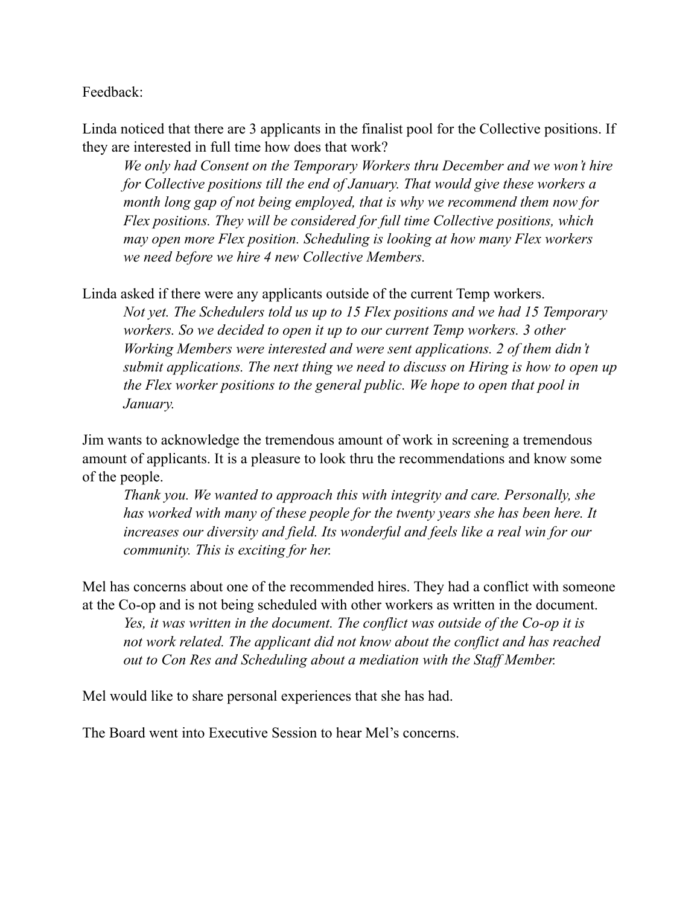Feedback:

Linda noticed that there are 3 applicants in the finalist pool for the Collective positions. If they are interested in full time how does that work?

> *We only had Consent on the Temporary Workers thru December and we won't hire for Collective positions till the end of January. That would give these workers a month long gap of not being employed, that is why we recommend them now for Flex positions. They will be considered for full time Collective positions, which may open more Flex position. Scheduling is looking at how many Flex workers we need before we hire 4 new Collective Members.*

Linda asked if there were any applicants outside of the current Temp workers.

> *Not yet. The Schedulers told us up to 15 Flex positions and we had 15 Temporary workers. So we decided to open it up to our current Temp workers. 3 other Working Members were interested and were sent applications. 2 of them didn't submit applications. The next thing we need to discuss on Hiring is how to open up the Flex worker positions to the general public. We hope to open that pool in January.*

Jim wants to acknowledge the tremendous amount of work in screening a tremendous amount of applicants. It is a pleasure to look thru the recommendations and know some of the people.

> *Thank you. We wanted to approach this with integrity and care. Personally, she has worked with many of these people for the twenty years she has been here. It increases our diversity and field. Its wonderful and feels like a real win for our community. This is exciting for her.*

Mel has concerns about one of the recommended hires. They had a conflict with someone at the Co-op and is not being scheduled with other workers as written in the document.

> *Yes, it was written in the document. The conflict was outside of the Co-op it is not work related. The applicant did not know about the conflict and has reached out to Con Res and Scheduling about a mediation with the Staff Member.*

Mel would like to share personal experiences that she has had.

The Board went into Executive Session to hear Mel's concerns.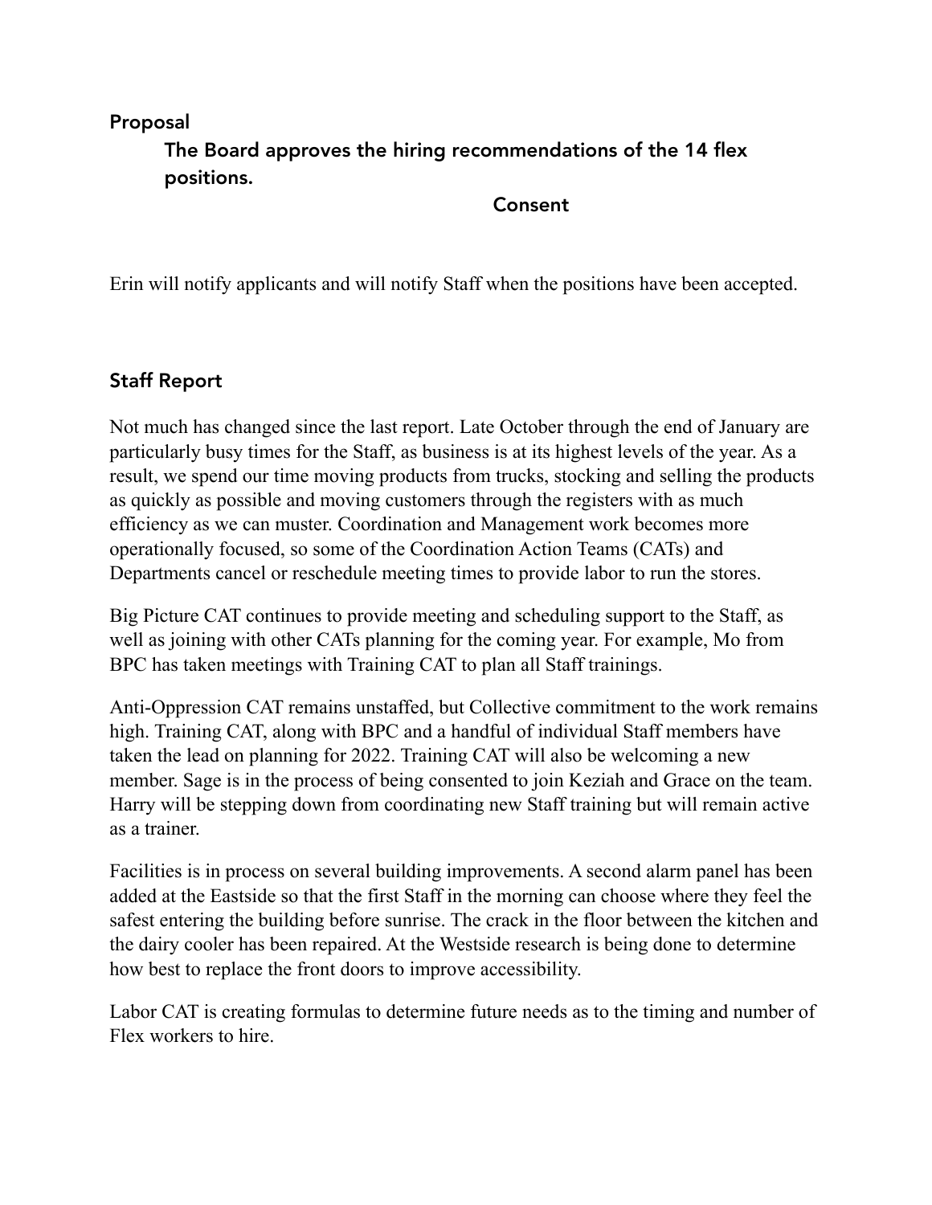## Proposal

**The Board approves the hiring recommendations of the 14 flex positions.**

**Consent**

Erin will notify applicants and will notify Staff when the positions have been accepted.

## Staff Report

Not much has changed since the last report. Late October through the end of January are particularly busy times for the Staff, as business is at its highest levels of the year. As a result, we spend our time moving products from trucks, stocking and selling the products as quickly as possible and moving customers through the registers with as much efficiency as we can muster. Coordination and Management work becomes more operationally focused, so some of the Coordination Action Teams (CATs) and Departments cancel or reschedule meeting times to provide labor to run the stores.

Big Picture CAT continues to provide meeting and scheduling support to the Staff, as well as joining with other CATs planning for the coming year. For example, Mo from BPC has taken meetings with Training CAT to plan all Staff trainings.

Anti-Oppression CAT remains unstaffed, but Collective commitment to the work remains high. Training CAT, along with BPC and a handful of individual Staff members have taken the lead on planning for 2022. Training CAT will also be welcoming a new member. Sage is in the process of being consented to join Keziah and Grace on the team. Harry will be stepping down from coordinating new Staff training but will remain active as a trainer.

Facilities is in process on several building improvements. A second alarm panel has been added at the Eastside so that the first Staff in the morning can choose where they feel the safest entering the building before sunrise. The crack in the floor between the kitchen and the dairy cooler has been repaired. At the Westside research is being done to determine how best to replace the front doors to improve accessibility.

Labor CAT is creating formulas to determine future needs as to the timing and number of Flex workers to hire.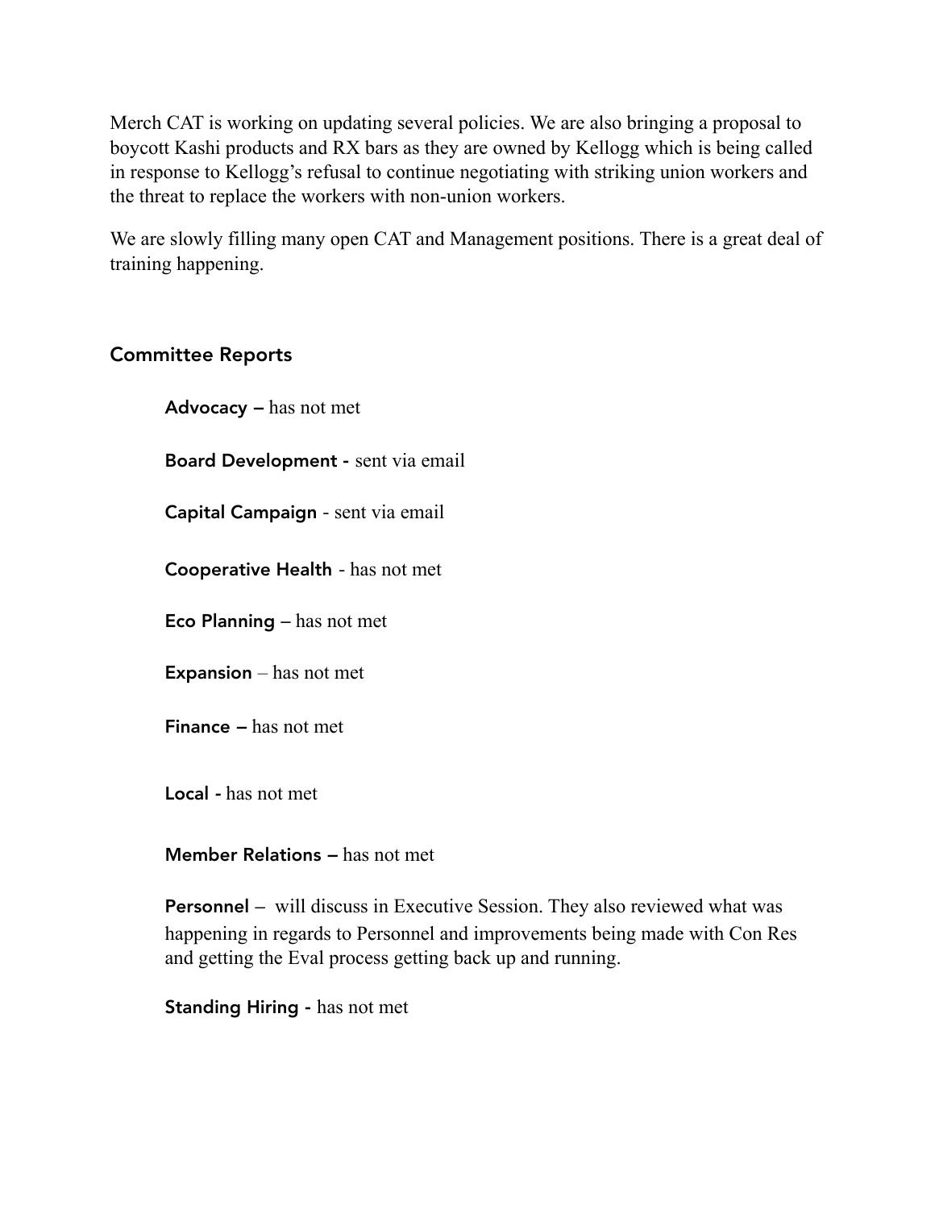Merch CAT is working on updating several policies. We are also bringing a proposal to boycott Kashi products and RX bars as they are owned by Kellogg which is being called in response to Kellogg's refusal to continue negotiating with striking union workers and the threat to replace the workers with non-union workers.

We are slowly filling many open CAT and Management positions. There is a great deal of training happening.

## Committee Reports

**Advocacy –** has not met

**Board Development -** sent via email

**Capital Campaign** - sent via email

**Cooperative Health** - has not met

**Eco Planning** – has not met

**Expansion** – has not met

**Finance –** has not met

**Local -** has not met

**Member Relations –** has not met

**Personnel** – will discuss in Executive Session. They also reviewed what was happening in regards to Personnel and improvements being made with Con Res and getting the Eval process getting back up and running.

**Standing Hiring -** has not met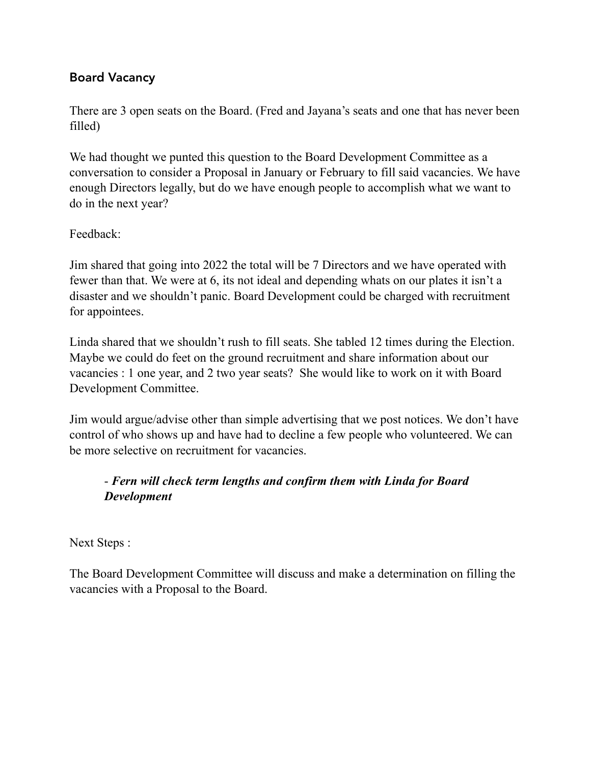## Board Vacancy

There are 3 open seats on the Board. (Fred and Jayana's seats and one that has never been filled)

We had thought we punted this question to the Board Development Committee as a conversation to consider a Proposal in January or February to fill said vacancies. We have enough Directors legally, but do we have enough people to accomplish what we want to do in the next year?

Feedback:

Jim shared that going into 2022 the total will be 7 Directors and we have operated with fewer than that. We were at 6, its not ideal and depending whats on our plates it isn't a disaster and we shouldn't panic. Board Development could be charged with recruitment for appointees.

Linda shared that we shouldn't rush to fill seats. She tabled 12 times during the Election. Maybe we could do feet on the ground recruitment and share information about our vacancies : 1 one year, and 2 two year seats? She would like to work on it with Board Development Committee.

Jim would argue/advise other than simple advertising that we post notices. We don't have control of who shows up and have had to decline a few people who volunteered. We can be more selective on recruitment for vacancies.

- ***Fern will check term lengths and confirm them with Linda for Board Development***

Next Steps :

The Board Development Committee will discuss and make a determination on filling the vacancies with a Proposal to the Board.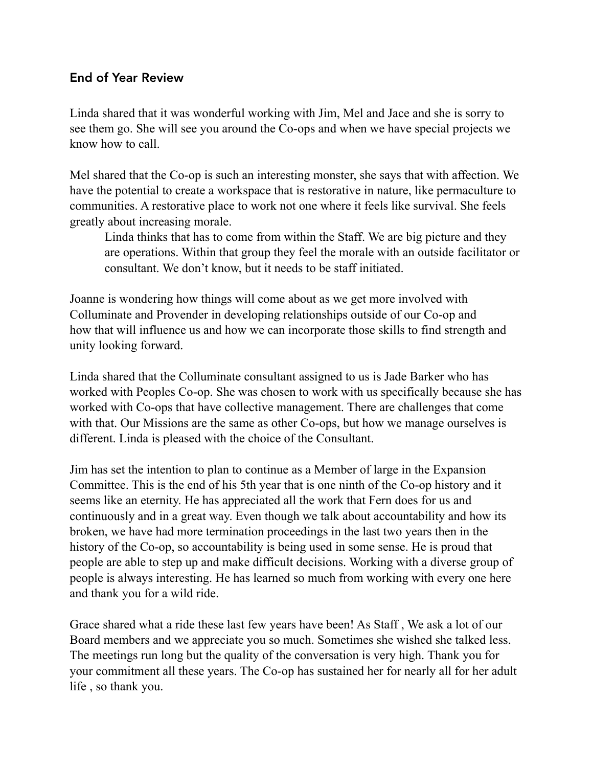## End of Year Review

Linda shared that it was wonderful working with Jim, Mel and Jace and she is sorry to see them go. She will see you around the Co-ops and when we have special projects we know how to call.

Mel shared that the Co-op is such an interesting monster, she says that with affection. We have the potential to create a workspace that is restorative in nature, like permaculture to communities. A restorative place to work not one where it feels like survival. She feels greatly about increasing morale.

> Linda thinks that has to come from within the Staff. We are big picture and they are operations. Within that group they feel the morale with an outside facilitator or consultant. We don't know, but it needs to be staff initiated.

Joanne is wondering how things will come about as we get more involved with Colluminate and Provender in developing relationships outside of our Co-op and how that will influence us and how we can incorporate those skills to find strength and unity looking forward.

Linda shared that the Colluminate consultant assigned to us is Jade Barker who has worked with Peoples Co-op. She was chosen to work with us specifically because she has worked with Co-ops that have collective management. There are challenges that come with that. Our Missions are the same as other Co-ops, but how we manage ourselves is different. Linda is pleased with the choice of the Consultant.

Jim has set the intention to plan to continue as a Member of large in the Expansion Committee. This is the end of his 5th year that is one ninth of the Co-op history and it seems like an eternity. He has appreciated all the work that Fern does for us and continuously and in a great way. Even though we talk about accountability and how its broken, we have had more termination proceedings in the last two years then in the history of the Co-op, so accountability is being used in some sense. He is proud that people are able to step up and make difficult decisions. Working with a diverse group of people is always interesting. He has learned so much from working with every one here and thank you for a wild ride.

Grace shared what a ride these last few years have been! As Staff , We ask a lot of our Board members and we appreciate you so much. Sometimes she wished she talked less. The meetings run long but the quality of the conversation is very high. Thank you for your commitment all these years. The Co-op has sustained her for nearly all for her adult life , so thank you.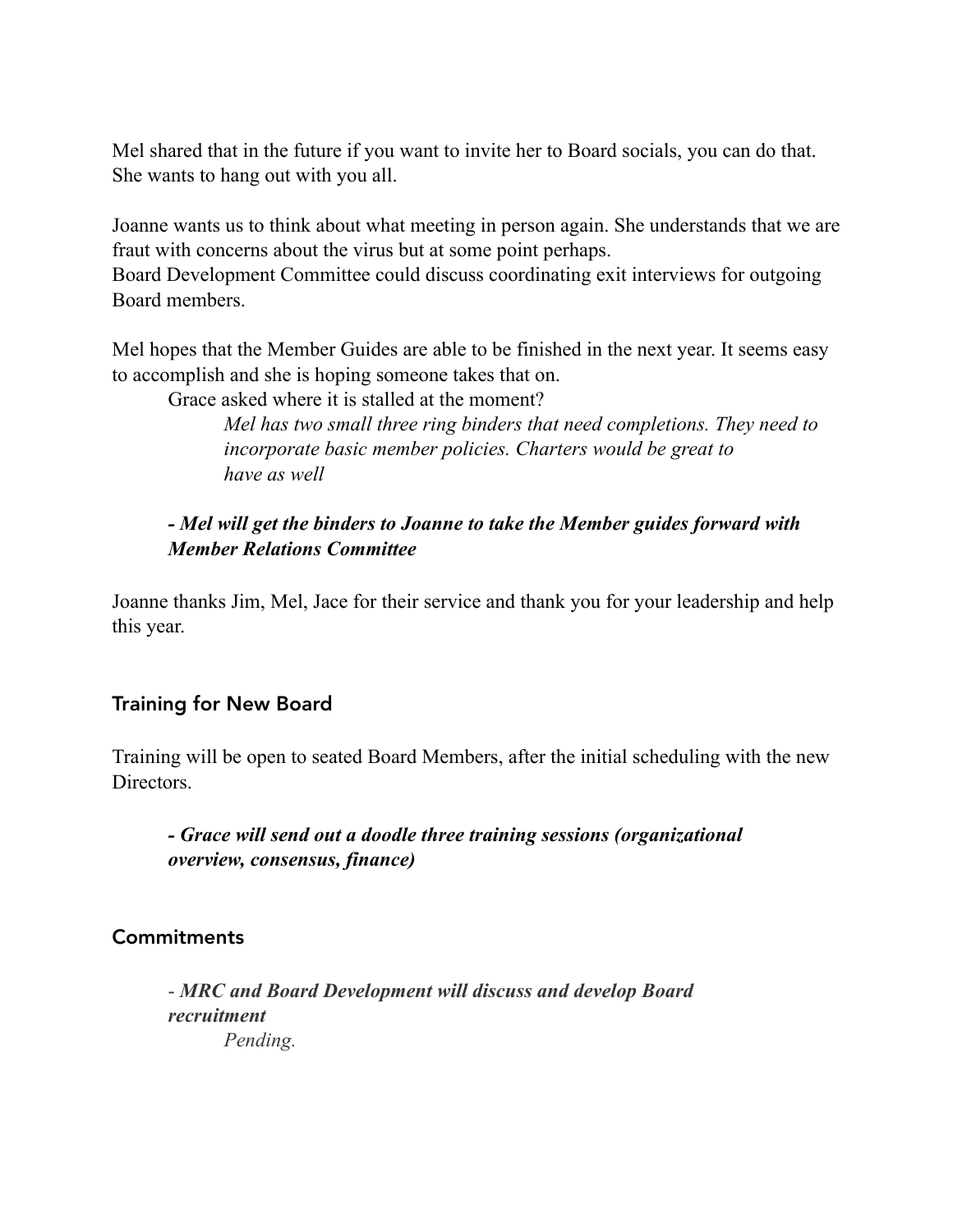Mel shared that in the future if you want to invite her to Board socials, you can do that. She wants to hang out with you all.

Joanne wants us to think about what meeting in person again. She understands that we are fraut with concerns about the virus but at some point perhaps.
Board Development Committee could discuss coordinating exit interviews for outgoing Board members.

Mel hopes that the Member Guides are able to be finished in the next year. It seems easy to accomplish and she is hoping someone takes that on.

> Grace asked where it is stalled at the moment?
>
> > *Mel has two small three ring binders that need completions. They need to incorporate basic member policies. Charters would be great to have as well*
>
> ***- Mel will get the binders to Joanne to take the Member guides forward with Member Relations Committee***

Joanne thanks Jim, Mel, Jace for their service and thank you for your leadership and help this year.

## Training for New Board

Training will be open to seated Board Members, after the initial scheduling with the new Directors.

> ***- Grace will send out a doodle three training sessions (organizational overview, consensus, finance)***

## Commitments

> - ***MRC and Board Development will discuss and develop Board recruitment***
>
> > *Pending.*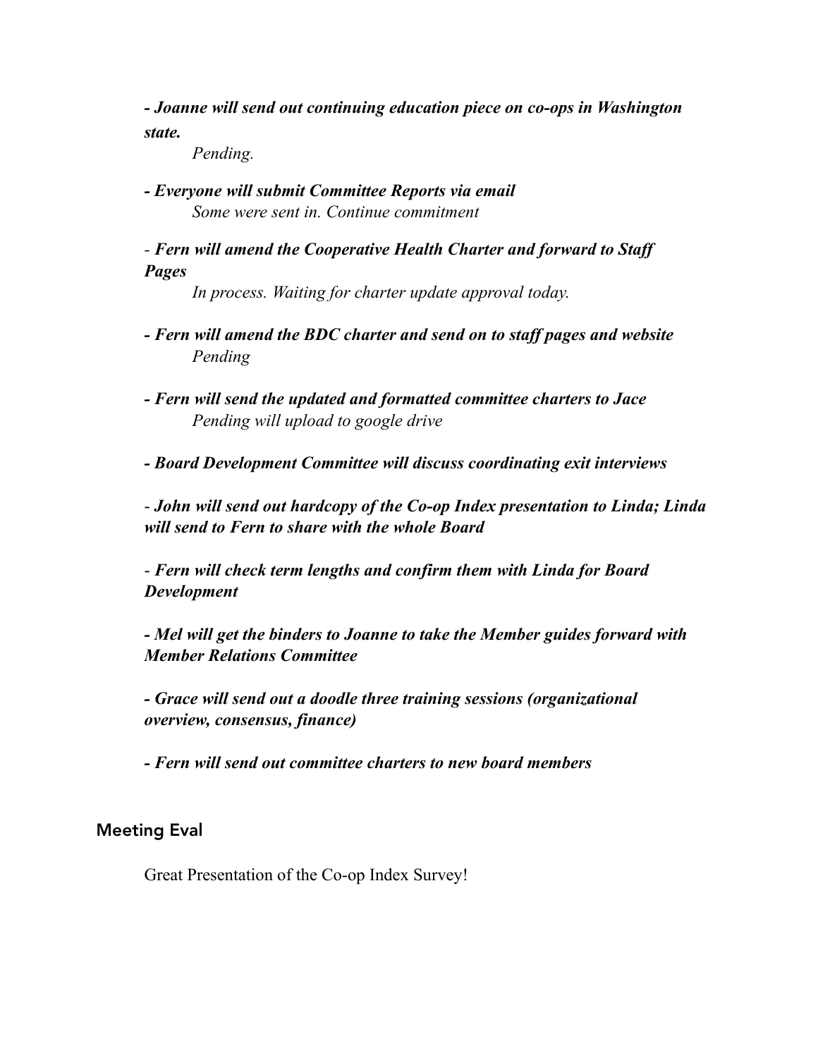***- Joanne will send out continuing education piece on co-ops in Washington state.***

*Pending.*

***- Everyone will submit Committee Reports via email***

*Some were sent in. Continue commitment*

*-* ***Fern will amend the Cooperative Health Charter and forward to Staff Pages***

*In process. Waiting for charter update approval today.*

***- Fern will amend the BDC charter and send on to staff pages and website***

*Pending*

***- Fern will send the updated and formatted committee charters to Jace***

*Pending will upload to google drive*

***- Board Development Committee will discuss coordinating exit interviews***

*-* ***John will send out hardcopy of the Co-op Index presentation to Linda; Linda will send to Fern to share with the whole Board***

*-* ***Fern will check term lengths and confirm them with Linda for Board Development***

***- Mel will get the binders to Joanne to take the Member guides forward with Member Relations Committee***

***- Grace will send out a doodle three training sessions (organizational overview, consensus, finance)***

***- Fern will send out committee charters to new board members***

## Meeting Eval

Great Presentation of the Co-op Index Survey!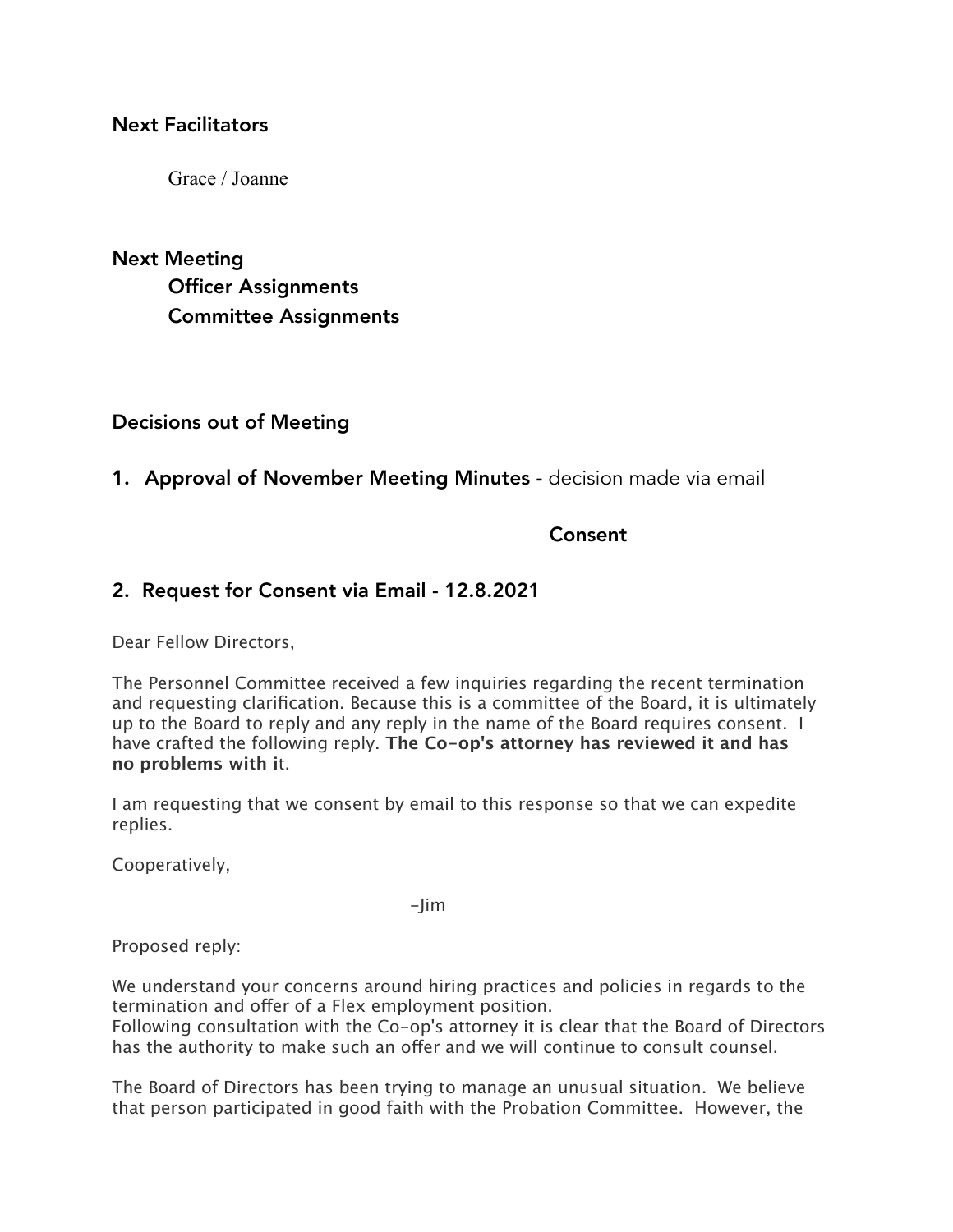## Next Facilitators

Grace / Joanne

## Next Meeting

Officer Assignments

Committee Assignments

## Decisions out of Meeting

1. **Approval of November Meeting Minutes -** decision made via email

**Consent**

2. **Request for Consent via Email - 12.8.2021**

Dear Fellow Directors,

The Personnel Committee received a few inquiries regarding the recent termination and requesting clarification. Because this is a committee of the Board, it is ultimately up to the Board to reply and any reply in the name of the Board requires consent. I have crafted the following reply. **The Co-op's attorney has reviewed it and has no problems with i**t.

I am requesting that we consent by email to this response so that we can expedite replies.

Cooperatively,

-Jim

Proposed reply:

We understand your concerns around hiring practices and policies in regards to the termination and offer of a Flex employment position.
Following consultation with the Co-op's attorney it is clear that the Board of Directors has the authority to make such an offer and we will continue to consult counsel.

The Board of Directors has been trying to manage an unusual situation. We believe that person participated in good faith with the Probation Committee. However, the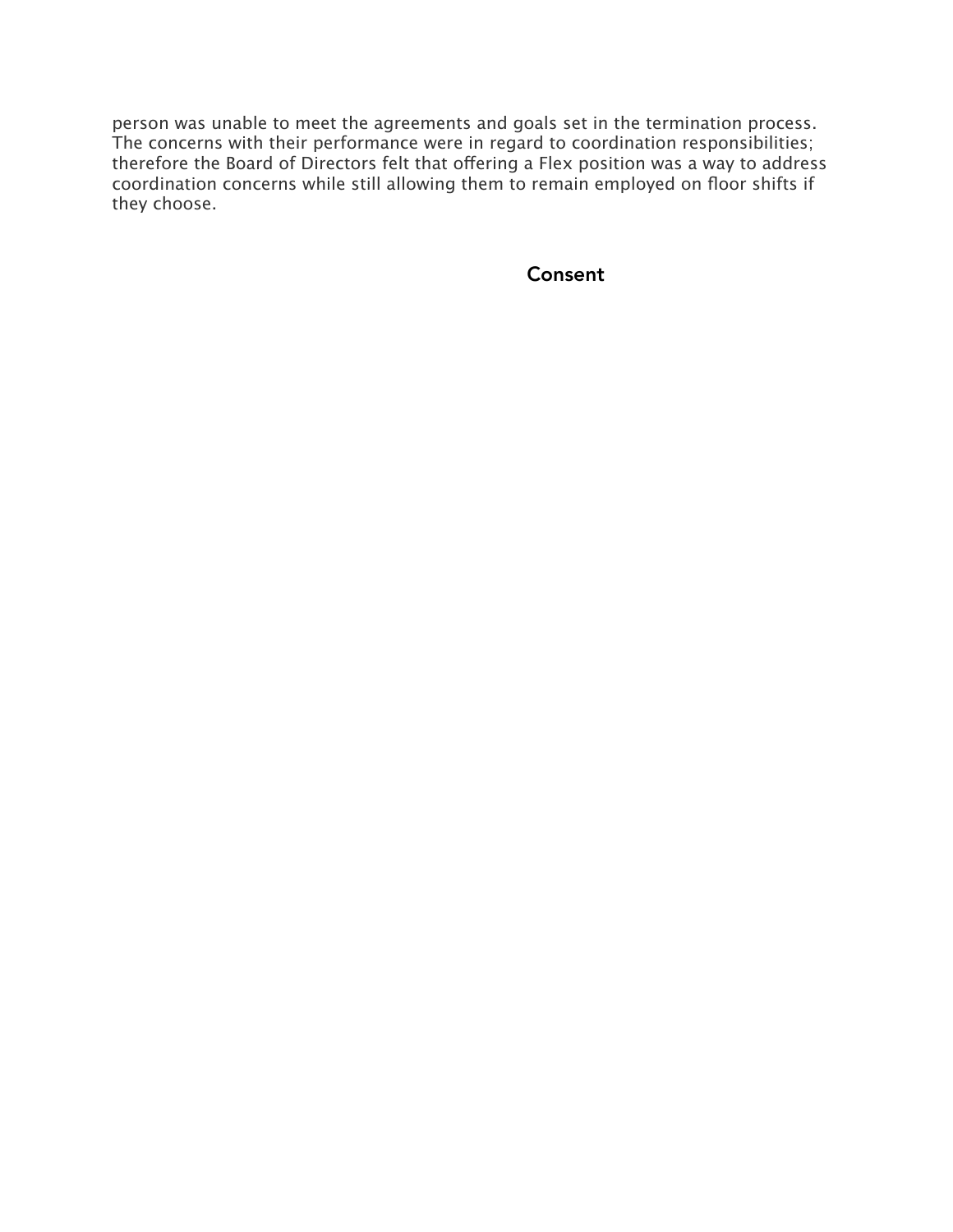person was unable to meet the agreements and goals set in the termination process. The concerns with their performance were in regard to coordination responsibilities; therefore the Board of Directors felt that offering a Flex position was a way to address coordination concerns while still allowing them to remain employed on floor shifts if they choose.

**Consent**